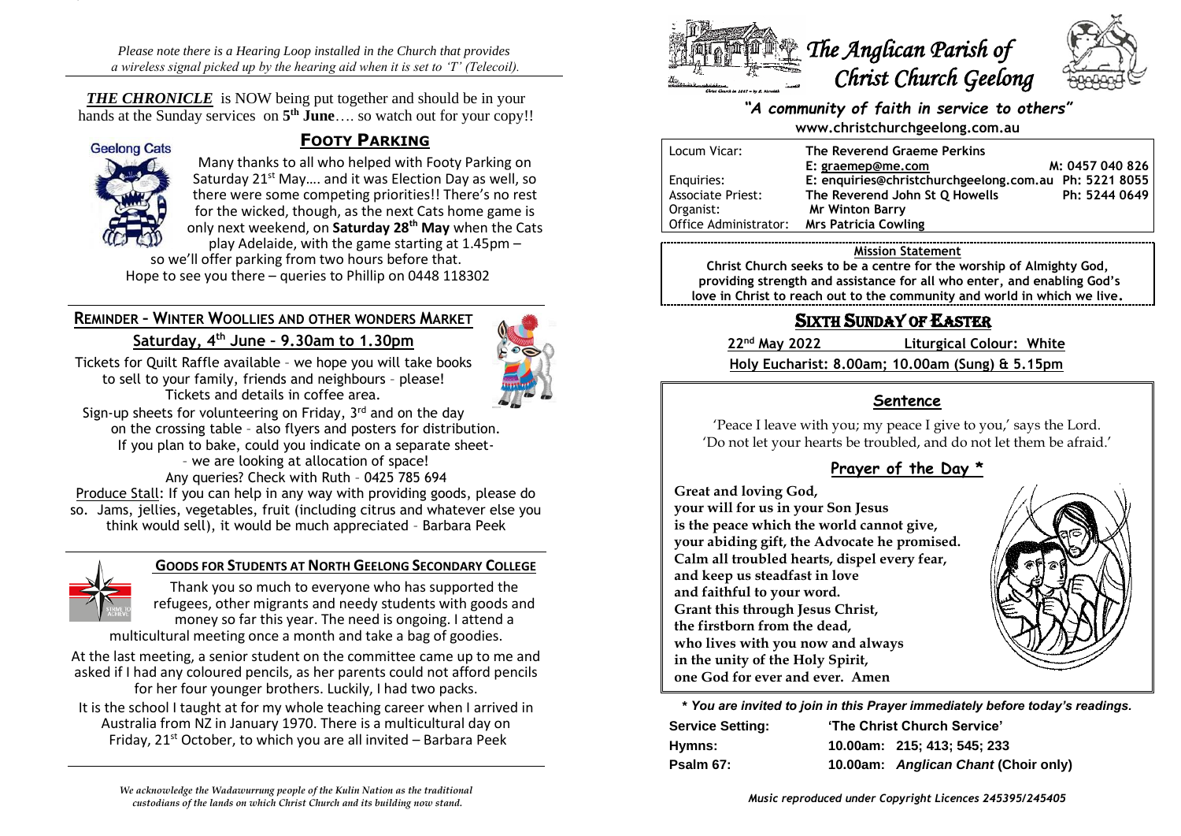*Please note there is a Hearing Loop installed in the Church that provides a wireless signal picked up by the hearing aid when it is set to 'T' (Telecoil).*

***THE CHRONICLE*** is NOW being put together and should be in your hands at the Sunday services on **5th June**…. so watch out for your copy!!

## FOOTY PARKING

Many thanks to all who helped with Footy Parking on Saturday 21st May…. and it was Election Day as well, so there were some competing priorities!! There's no rest for the wicked, though, as the next Cats home game is only next weekend, on **Saturday 28th May** when the Cats play Adelaide, with the game starting at 1.45pm – so we'll offer parking from two hours before that. Hope to see you there – queries to Phillip on 0448 118302

## REMINDER – WINTER WOOLLIES AND OTHER WONDERS MARKET

### Saturday, 4th June – 9.30am to 1.30pm

Tickets for Quilt Raffle available – we hope you will take books to sell to your family, friends and neighbours – please! Tickets and details in coffee area.

Sign-up sheets for volunteering on Friday, 3rd and on the day on the crossing table – also flyers and posters for distribution. If you plan to bake, could you indicate on a separate sheet- – we are looking at allocation of space! Any queries? Check with Ruth – 0425 785 694

Produce Stall: If you can help in any way with providing goods, please do so. Jams, jellies, vegetables, fruit (including citrus and whatever else you think would sell), it would be much appreciated – Barbara Peek

## GOODS FOR STUDENTS AT NORTH GEELONG SECONDARY COLLEGE

Thank you so much to everyone who has supported the refugees, other migrants and needy students with goods and money so far this year. The need is ongoing. I attend a multicultural meeting once a month and take a bag of goodies.

At the last meeting, a senior student on the committee came up to me and asked if I had any coloured pencils, as her parents could not afford pencils for her four younger brothers. Luckily, I had two packs.

It is the school I taught at for my whole teaching career when I arrived in Australia from NZ in January 1970. There is a multicultural day on Friday, 21st October, to which you are all invited – Barbara Peek

*We acknowledge the Wadawurrung people of the Kulin Nation as the traditional custodians of the lands on which Christ Church and its building now stand.*

# *The Anglican Parish of Christ Church Geelong*

***"A community of faith in service to others"***

**www.christchurchgeelong.com.au**

| | | |
|---|---|---|
| Locum Vicar: | **The Reverend Graeme Perkins** | |
| | **E: graemep@me.com** | **M: 0457 040 826** |
| Enquiries: | **E: enquiries@christchurchgeelong.com.au** | **Ph: 5221 8055** |
| Associate Priest: | **The Reverend John St Q Howells** | **Ph: 5244 0649** |
| Organist: | **Mr Winton Barry** | |
| Office Administrator: | **Mrs Patricia Cowling** | |

**Mission Statement**

**Christ Church seeks to be a centre for the worship of Almighty God, providing strength and assistance for all who enter, and enabling God's love in Christ to reach out to the community and world in which we live.**

## SIXTH SUNDAY OF EASTER

**22nd May 2022** **Liturgical Colour: White**

**Holy Eucharist: 8.00am; 10.00am (Sung) & 5.15pm**

### Sentence

'Peace I leave with you; my peace I give to you,' says the Lord. 'Do not let your hearts be troubled, and do not let them be afraid.'

### Prayer of the Day *

**Great and loving God,**
**your will for us in your Son Jesus**
**is the peace which the world cannot give,**
**your abiding gift, the Advocate he promised.**
**Calm all troubled hearts, dispel every fear,**
**and keep us steadfast in love**
**and faithful to your word.**
**Grant this through Jesus Christ,**
**the firstborn from the dead,**
**who lives with you now and always**
**in the unity of the Holy Spirit,**
**one God for ever and ever. Amen**

***\* You are invited to join in this Prayer immediately before today's readings.***

| | |
|---|---|
| **Service Setting:** | **'The Christ Church Service'** |
| **Hymns:** | **10.00am: 215; 413; 545; 233** |
| **Psalm 67:** | **10.00am: *Anglican Chant* (Choir only)** |

*Music reproduced under Copyright Licences 245395/245405*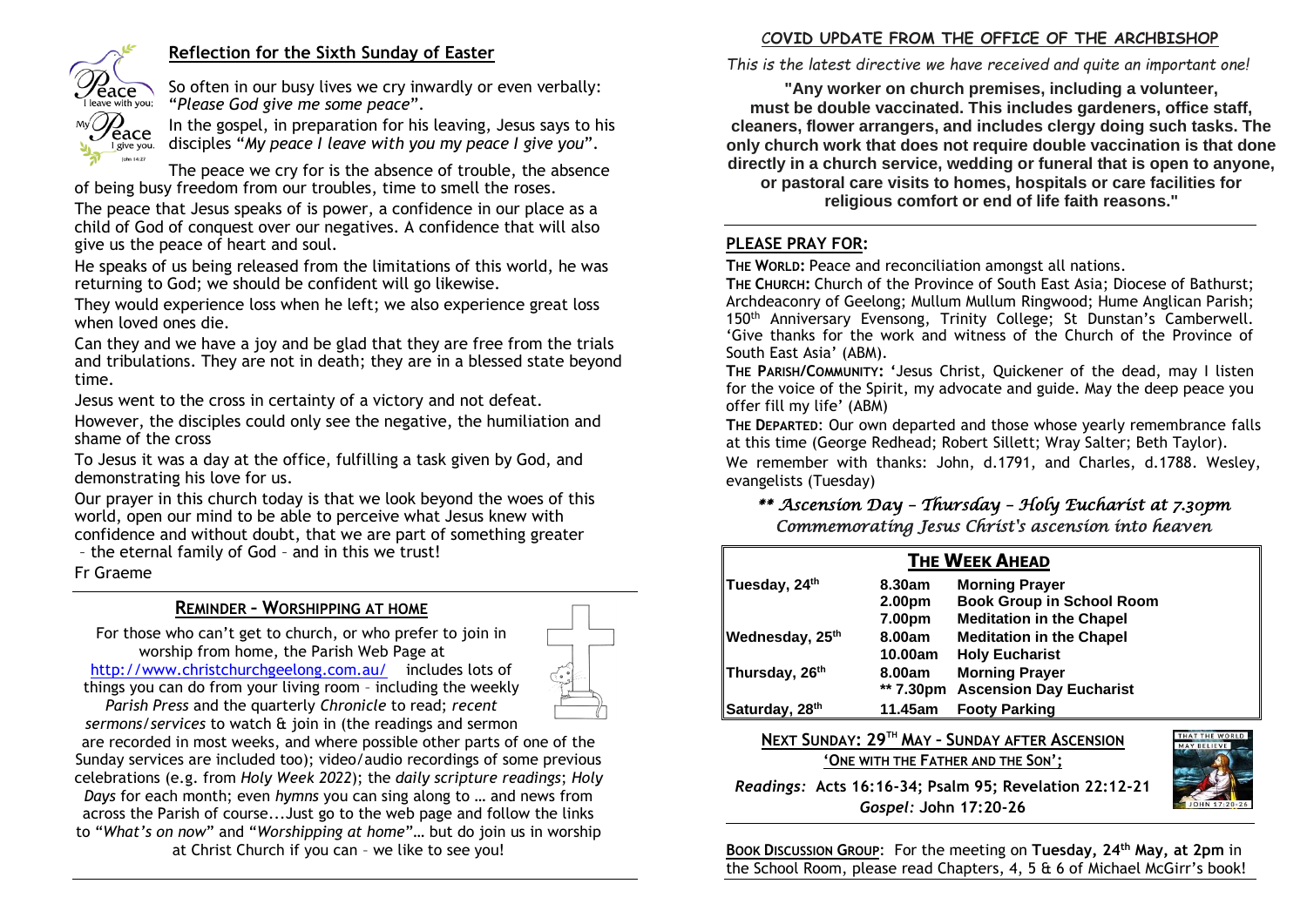## Reflection for the Sixth Sunday of Easter

So often in our busy lives we cry inwardly or even verbally: "*Please God give me some peace*".

In the gospel, in preparation for his leaving, Jesus says to his disciples "*My peace I leave with you my peace I give you*".

The peace we cry for is the absence of trouble, the absence of being busy freedom from our troubles, time to smell the roses.

The peace that Jesus speaks of is power, a confidence in our place as a child of God of conquest over our negatives. A confidence that will also give us the peace of heart and soul.

He speaks of us being released from the limitations of this world, he was returning to God; we should be confident will go likewise.

They would experience loss when he left; we also experience great loss when loved ones die.

Can they and we have a joy and be glad that they are free from the trials and tribulations. They are not in death; they are in a blessed state beyond time.

Jesus went to the cross in certainty of a victory and not defeat.

However, the disciples could only see the negative, the humiliation and shame of the cross

To Jesus it was a day at the office, fulfilling a task given by God, and demonstrating his love for us.

Our prayer in this church today is that we look beyond the woes of this world, open our mind to be able to perceive what Jesus knew with confidence and without doubt, that we are part of something greater – the eternal family of God – and in this we trust!

Fr Graeme

## Reminder – Worshipping at Home

For those who can't get to church, or who prefer to join in worship from home, the Parish Web Page at http://www.christchurchgeelong.com.au/ includes lots of things you can do from your living room – including the weekly *Parish Press* and the quarterly *Chronicle* to read; *recent sermons/services* to watch & join in (the readings and sermon are recorded in most weeks, and where possible other parts of one of the Sunday services are included too); video/audio recordings of some previous celebrations (e.g. from *Holy Week 2022*); the *daily scripture readings*; *Holy Days* for each month; even *hymns* you can sing along to … and news from across the Parish of course...Just go to the web page and follow the links to "*What's on now*" and "*Worshipping at home*"… but do join us in worship at Christ Church if you can – we like to see you!

## COVID UPDATE FROM THE OFFICE OF THE ARCHBISHOP

*This is the latest directive we have received and quite an important one!*

**"Any worker on church premises, including a volunteer, must be double vaccinated. This includes gardeners, office staff, cleaners, flower arrangers, and includes clergy doing such tasks. The only church work that does not require double vaccination is that done directly in a church service, wedding or funeral that is open to anyone, or pastoral care visits to homes, hospitals or care facilities for religious comfort or end of life faith reasons."**

## PLEASE PRAY FOR:

**The World:** Peace and reconciliation amongst all nations.

**The Church:** Church of the Province of South East Asia; Diocese of Bathurst; Archdeaconry of Geelong; Mullum Mullum Ringwood; Hume Anglican Parish; 150th Anniversary Evensong, Trinity College; St Dunstan's Camberwell. 'Give thanks for the work and witness of the Church of the Province of South East Asia' (ABM).

**The Parish/Community:** 'Jesus Christ, Quickener of the dead, may I listen for the voice of the Spirit, my advocate and guide. May the deep peace you offer fill my life' (ABM)

**The Departed**: Our own departed and those whose yearly remembrance falls at this time (George Redhead; Robert Sillett; Wray Salter; Beth Taylor).

We remember with thanks: John, d.1791, and Charles, d.1788. Wesley, evangelists (Tuesday)

***\*\* Ascension Day – Thursday – Holy Eucharist at 7.30pm***
*Commemorating Jesus Christ's ascension into heaven*

### The Week Ahead

| | | |
|---|---|---|
| **Tuesday, 24th** | **8.30am** | **Morning Prayer** |
| | **2.00pm** | **Book Group in School Room** |
| | **7.00pm** | **Meditation in the Chapel** |
| **Wednesday, 25th** | **8.00am** | **Meditation in the Chapel** |
| | **10.00am** | **Holy Eucharist** |
| **Thursday, 26th** | **8.00am** | **Morning Prayer** |
| | **\*\* 7.30pm** | **Ascension Day Eucharist** |
| **Saturday, 28th** | **11.45am** | **Footy Parking** |

### Next Sunday: 29th May – Sunday after Ascension

**'One with the Father and the Son';**

*Readings:* **Acts 16:16-34; Psalm 95; Revelation 22:12-21**
*Gospel:* **John 17:20-26**

**Book Discussion Group**: For the meeting on **Tuesday, 24th May, at 2pm** in the School Room, please read Chapters, 4, 5 & 6 of Michael McGirr's book!